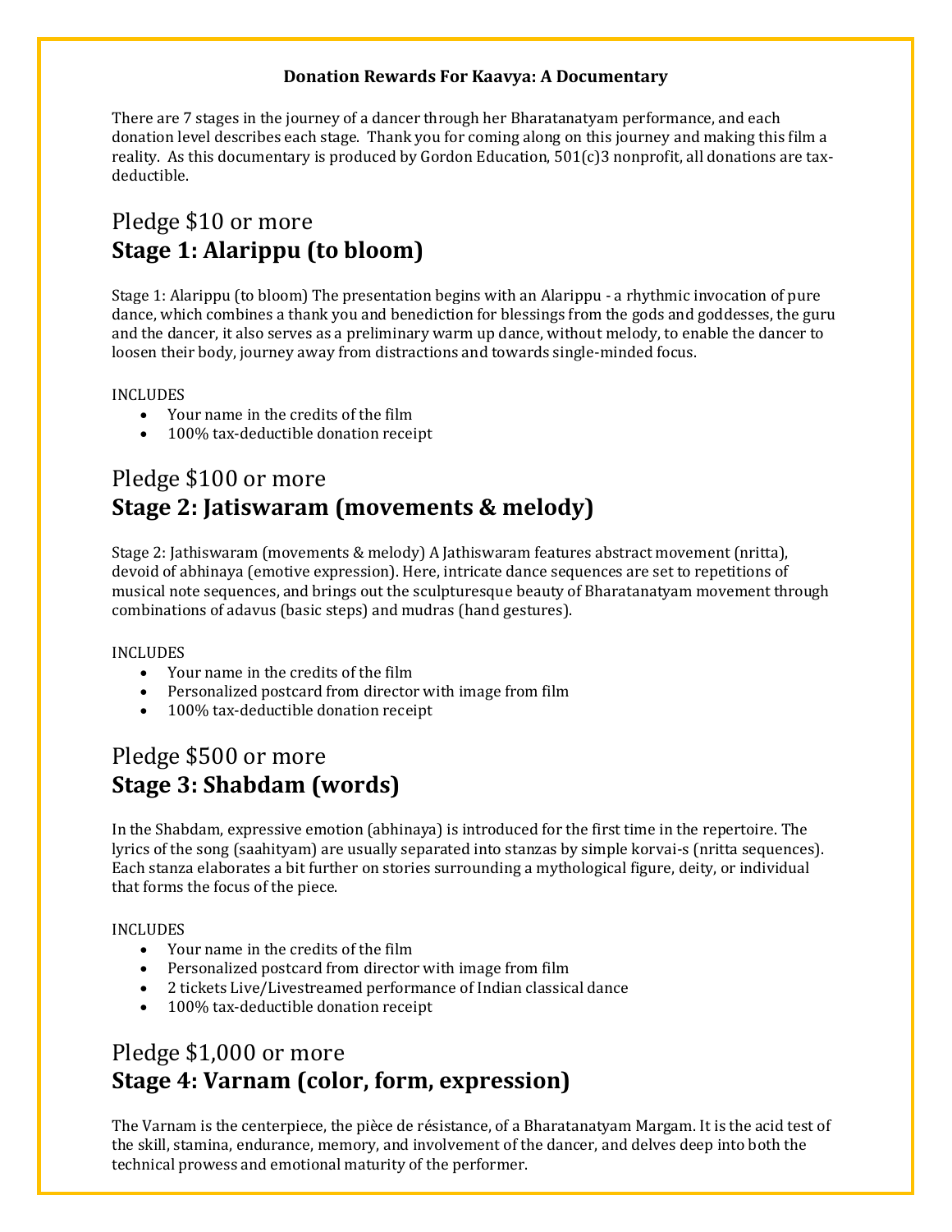**Donation Rewards For Kaavya: A Documentary**

There are 7 stages in the journey of a dancer through her Bharatanatyam performance, and each donation level describes each stage. Thank you for coming along on this journey and making this film a reality. As this documentary is produced by Gordon Education, 501(c)3 nonprofit, all donations are tax-deductible.

## Pledge $10 or more
## **Stage 1: Alarippu (to bloom)**

Stage 1: Alarippu (to bloom) The presentation begins with an Alarippu - a rhythmic invocation of pure dance, which combines a thank you and benediction for blessings from the gods and goddesses, the guru and the dancer, it also serves as a preliminary warm up dance, without melody, to enable the dancer to loosen their body, journey away from distractions and towards single-minded focus.

INCLUDES
- Your name in the credits of the film
- 100% tax-deductible donation receipt

## Pledge $100 or more
## **Stage 2: Jatiswaram (movements & melody)**

Stage 2: Jathiswaram (movements & melody) A Jathiswaram features abstract movement (nritta), devoid of abhinaya (emotive expression). Here, intricate dance sequences are set to repetitions of musical note sequences, and brings out the sculpturesque beauty of Bharatanatyam movement through combinations of adavus (basic steps) and mudras (hand gestures).

INCLUDES
- Your name in the credits of the film
- Personalized postcard from director with image from film
- 100% tax-deductible donation receipt

## Pledge $500 or more
## **Stage 3: Shabdam (words)**

In the Shabdam, expressive emotion (abhinaya) is introduced for the first time in the repertoire. The lyrics of the song (saahityam) are usually separated into stanzas by simple korvai-s (nritta sequences). Each stanza elaborates a bit further on stories surrounding a mythological figure, deity, or individual that forms the focus of the piece.

INCLUDES
- Your name in the credits of the film
- Personalized postcard from director with image from film
- 2 tickets Live/Livestreamed performance of Indian classical dance
- 100% tax-deductible donation receipt

## Pledge $1,000 or more
## **Stage 4: Varnam (color, form, expression)**

The Varnam is the centerpiece, the pièce de résistance, of a Bharatanatyam Margam. It is the acid test of the skill, stamina, endurance, memory, and involvement of the dancer, and delves deep into both the technical prowess and emotional maturity of the performer.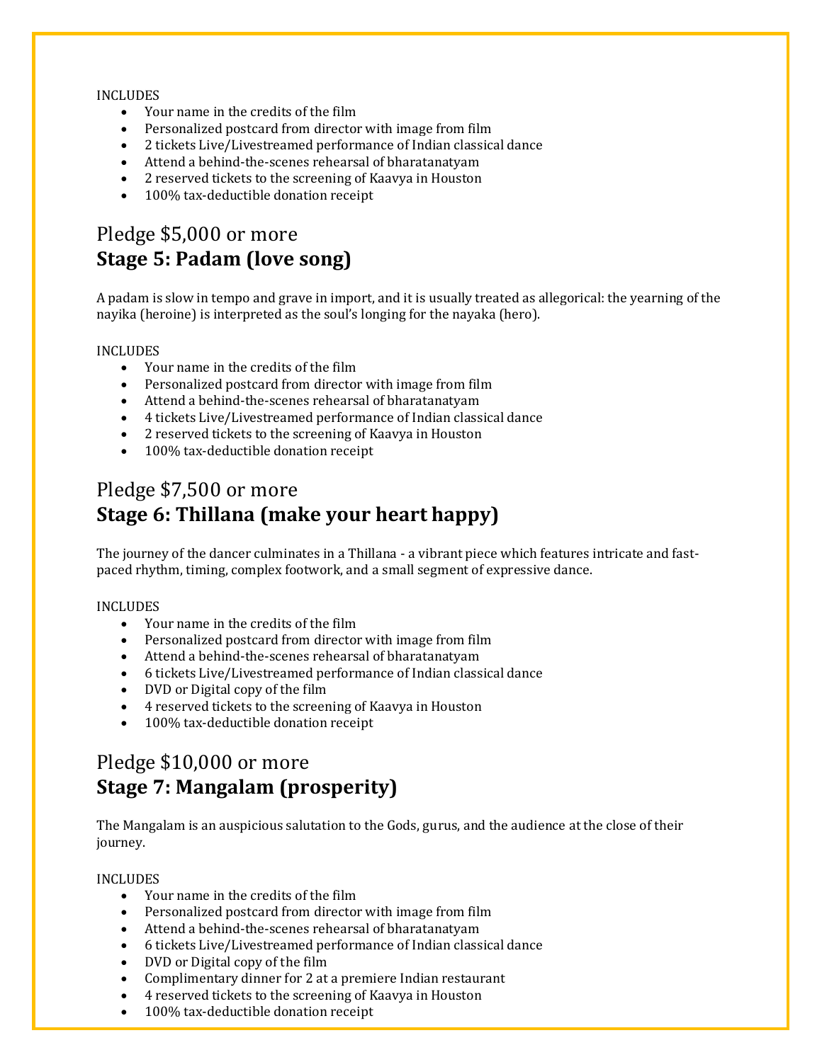INCLUDES

- Your name in the credits of the film
- Personalized postcard from director with image from film
- 2 tickets Live/Livestreamed performance of Indian classical dance
- Attend a behind-the-scenes rehearsal of bharatanatyam
- 2 reserved tickets to the screening of Kaavya in Houston
- 100% tax-deductible donation receipt

## Pledge $5,000 or more
## **Stage 5: Padam (love song)**

A padam is slow in tempo and grave in import, and it is usually treated as allegorical: the yearning of the nayika (heroine) is interpreted as the soul's longing for the nayaka (hero).

INCLUDES

- Your name in the credits of the film
- Personalized postcard from director with image from film
- Attend a behind-the-scenes rehearsal of bharatanatyam
- 4 tickets Live/Livestreamed performance of Indian classical dance
- 2 reserved tickets to the screening of Kaavya in Houston
- 100% tax-deductible donation receipt

## Pledge $7,500 or more
## **Stage 6: Thillana (make your heart happy)**

The journey of the dancer culminates in a Thillana - a vibrant piece which features intricate and fast-paced rhythm, timing, complex footwork, and a small segment of expressive dance.

INCLUDES

- Your name in the credits of the film
- Personalized postcard from director with image from film
- Attend a behind-the-scenes rehearsal of bharatanatyam
- 6 tickets Live/Livestreamed performance of Indian classical dance
- DVD or Digital copy of the film
- 4 reserved tickets to the screening of Kaavya in Houston
- 100% tax-deductible donation receipt

## Pledge $10,000 or more
## **Stage 7: Mangalam (prosperity)**

The Mangalam is an auspicious salutation to the Gods, gurus, and the audience at the close of their journey.

INCLUDES

- Your name in the credits of the film
- Personalized postcard from director with image from film
- Attend a behind-the-scenes rehearsal of bharatanatyam
- 6 tickets Live/Livestreamed performance of Indian classical dance
- DVD or Digital copy of the film
- Complimentary dinner for 2 at a premiere Indian restaurant
- 4 reserved tickets to the screening of Kaavya in Houston
- 100% tax-deductible donation receipt